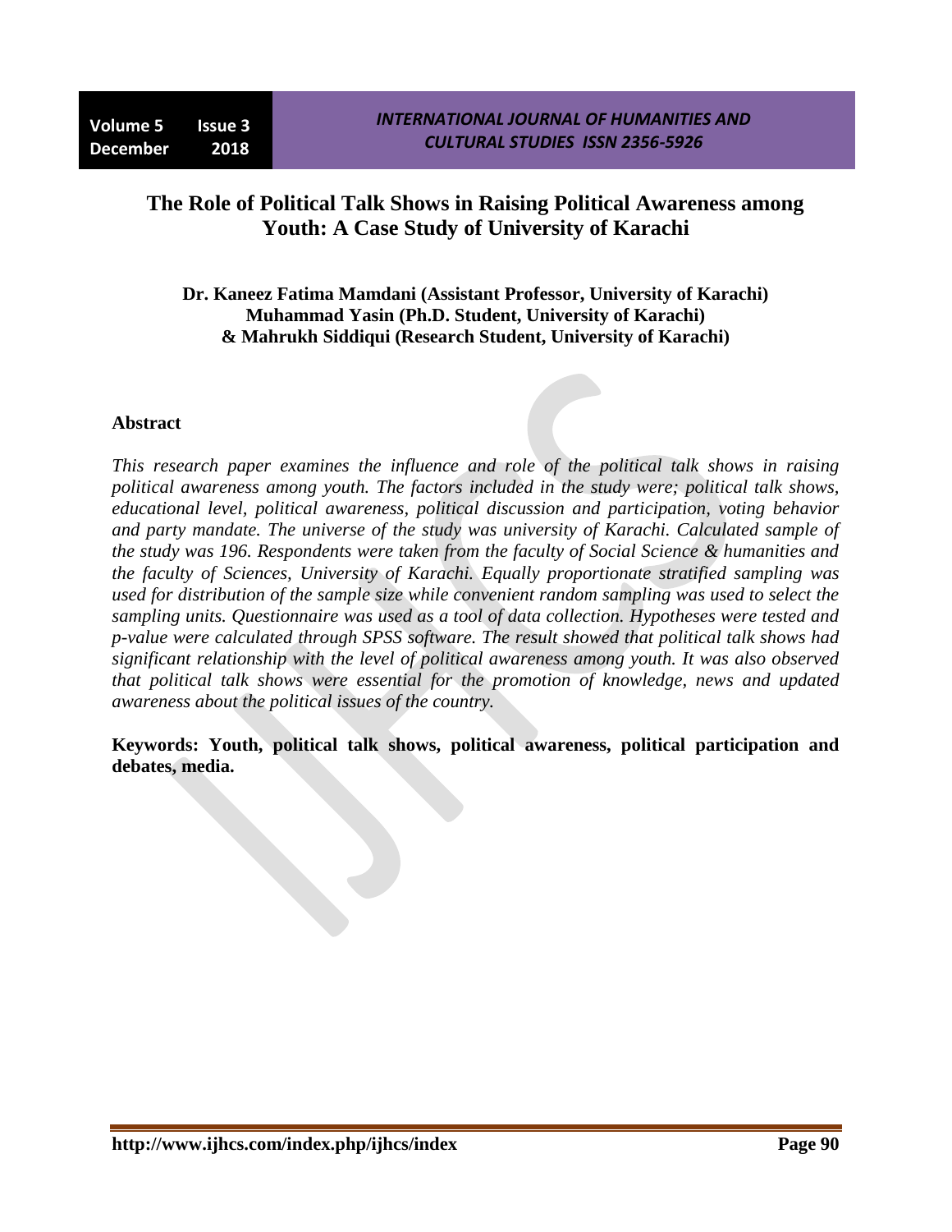# The Role of Political Talk Shows in Raising Political Awareness among Youth: A Case Study of University of Karachi

**Dr. Kaneez Fatima Mamdani (Assistant Professor, University of Karachi)**
**Muhammad Yasin (Ph.D. Student, University of Karachi)**
**& Mahrukh Siddiqui (Research Student, University of Karachi)**

## Abstract

*This research paper examines the influence and role of the political talk shows in raising political awareness among youth. The factors included in the study were; political talk shows, educational level, political awareness, political discussion and participation, voting behavior and party mandate. The universe of the study was university of Karachi. Calculated sample of the study was 196. Respondents were taken from the faculty of Social Science & humanities and the faculty of Sciences, University of Karachi. Equally proportionate stratified sampling was used for distribution of the sample size while convenient random sampling was used to select the sampling units. Questionnaire was used as a tool of data collection. Hypotheses were tested and p-value were calculated through SPSS software. The result showed that political talk shows had significant relationship with the level of political awareness among youth. It was also observed that political talk shows were essential for the promotion of knowledge, news and updated awareness about the political issues of the country.*

**Keywords: Youth, political talk shows, political awareness, political participation and debates, media.**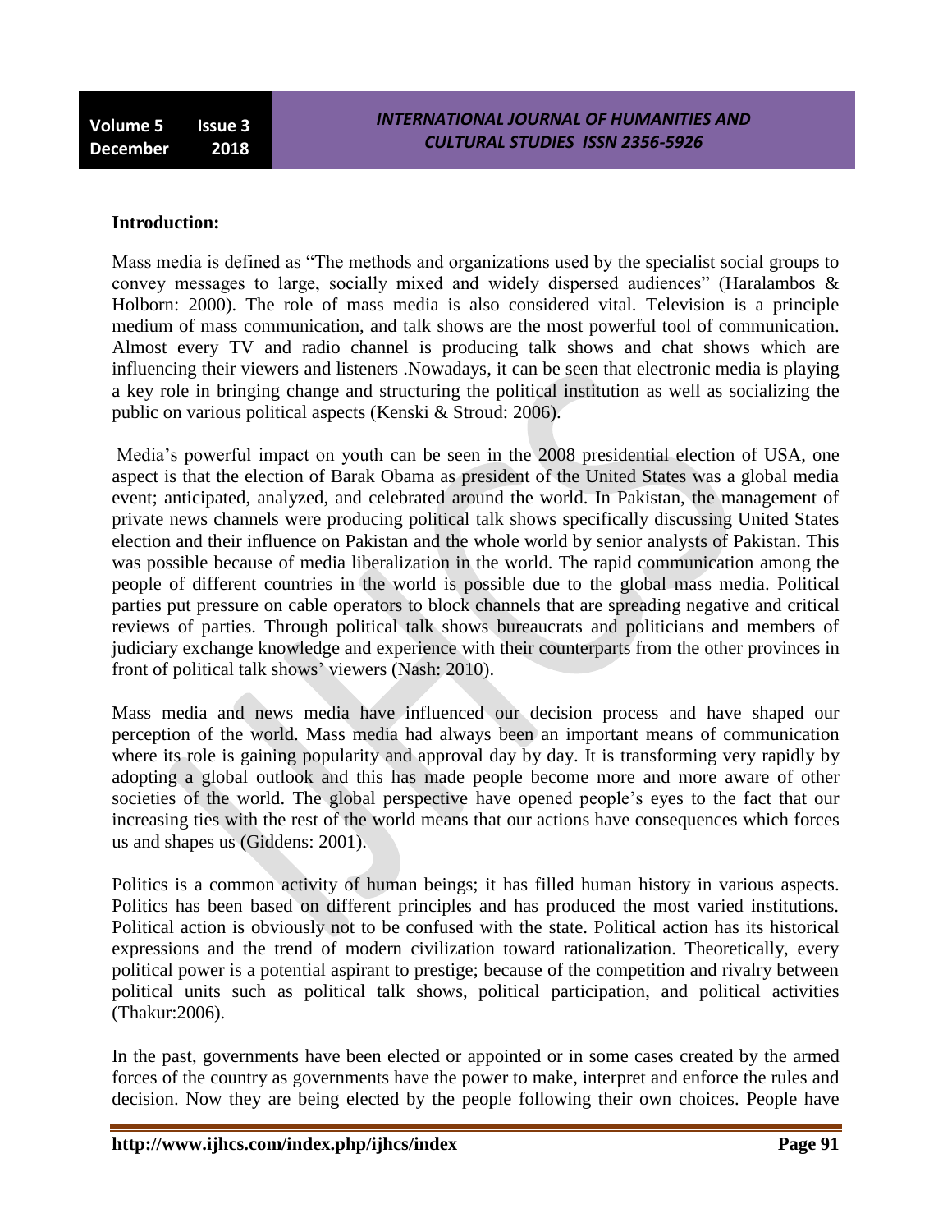**Introduction:**

Mass media is defined as "The methods and organizations used by the specialist social groups to convey messages to large, socially mixed and widely dispersed audiences" (Haralambos & Holborn: 2000). The role of mass media is also considered vital. Television is a principle medium of mass communication, and talk shows are the most powerful tool of communication. Almost every TV and radio channel is producing talk shows and chat shows which are influencing their viewers and listeners .Nowadays, it can be seen that electronic media is playing a key role in bringing change and structuring the political institution as well as socializing the public on various political aspects (Kenski & Stroud: 2006).

Media's powerful impact on youth can be seen in the 2008 presidential election of USA, one aspect is that the election of Barak Obama as president of the United States was a global media event; anticipated, analyzed, and celebrated around the world. In Pakistan, the management of private news channels were producing political talk shows specifically discussing United States election and their influence on Pakistan and the whole world by senior analysts of Pakistan. This was possible because of media liberalization in the world. The rapid communication among the people of different countries in the world is possible due to the global mass media. Political parties put pressure on cable operators to block channels that are spreading negative and critical reviews of parties. Through political talk shows bureaucrats and politicians and members of judiciary exchange knowledge and experience with their counterparts from the other provinces in front of political talk shows' viewers (Nash: 2010).

Mass media and news media have influenced our decision process and have shaped our perception of the world. Mass media had always been an important means of communication where its role is gaining popularity and approval day by day. It is transforming very rapidly by adopting a global outlook and this has made people become more and more aware of other societies of the world. The global perspective have opened people's eyes to the fact that our increasing ties with the rest of the world means that our actions have consequences which forces us and shapes us (Giddens: 2001).

Politics is a common activity of human beings; it has filled human history in various aspects. Politics has been based on different principles and has produced the most varied institutions. Political action is obviously not to be confused with the state. Political action has its historical expressions and the trend of modern civilization toward rationalization. Theoretically, every political power is a potential aspirant to prestige; because of the competition and rivalry between political units such as political talk shows, political participation, and political activities (Thakur:2006).

In the past, governments have been elected or appointed or in some cases created by the armed forces of the country as governments have the power to make, interpret and enforce the rules and decision. Now they are being elected by the people following their own choices. People have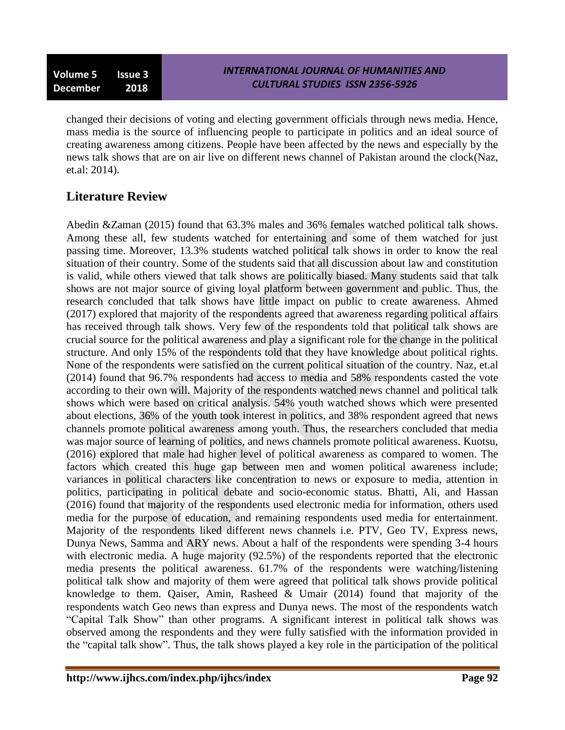changed their decisions of voting and electing government officials through news media. Hence, mass media is the source of influencing people to participate in politics and an ideal source of creating awareness among citizens. People have been affected by the news and especially by the news talk shows that are on air live on different news channel of Pakistan around the clock(Naz, et.al: 2014).

## Literature Review

Abedin &Zaman (2015) found that 63.3% males and 36% females watched political talk shows. Among these all, few students watched for entertaining and some of them watched for just passing time. Moreover, 13.3% students watched political talk shows in order to know the real situation of their country. Some of the students said that all discussion about law and constitution is valid, while others viewed that talk shows are politically biased. Many students said that talk shows are not major source of giving loyal platform between government and public. Thus, the research concluded that talk shows have little impact on public to create awareness. Ahmed (2017) explored that majority of the respondents agreed that awareness regarding political affairs has received through talk shows. Very few of the respondents told that political talk shows are crucial source for the political awareness and play a significant role for the change in the political structure. And only 15% of the respondents told that they have knowledge about political rights. None of the respondents were satisfied on the current political situation of the country. Naz, et.al (2014) found that 96.7% respondents had access to media and 58% respondents casted the vote according to their own will. Majority of the respondents watched news channel and political talk shows which were based on critical analysis. 54% youth watched shows which were presented about elections, 36% of the youth took interest in politics, and 38% respondent agreed that news channels promote political awareness among youth. Thus, the researchers concluded that media was major source of learning of politics, and news channels promote political awareness. Kuotsu, (2016) explored that male had higher level of political awareness as compared to women. The factors which created this huge gap between men and women political awareness include; variances in political characters like concentration to news or exposure to media, attention in politics, participating in political debate and socio-economic status. Bhatti, Ali, and Hassan (2016) found that majority of the respondents used electronic media for information, others used media for the purpose of education, and remaining respondents used media for entertainment. Majority of the respondents liked different news channels i.e. PTV, Geo TV, Express news, Dunya News, Samma and ARY news. About a half of the respondents were spending 3-4 hours with electronic media. A huge majority (92.5%) of the respondents reported that the electronic media presents the political awareness. 61.7% of the respondents were watching/listening political talk show and majority of them were agreed that political talk shows provide political knowledge to them. Qaiser, Amin, Rasheed & Umair (2014) found that majority of the respondents watch Geo news than express and Dunya news. The most of the respondents watch "Capital Talk Show" than other programs. A significant interest in political talk shows was observed among the respondents and they were fully satisfied with the information provided in the "capital talk show". Thus, the talk shows played a key role in the participation of the political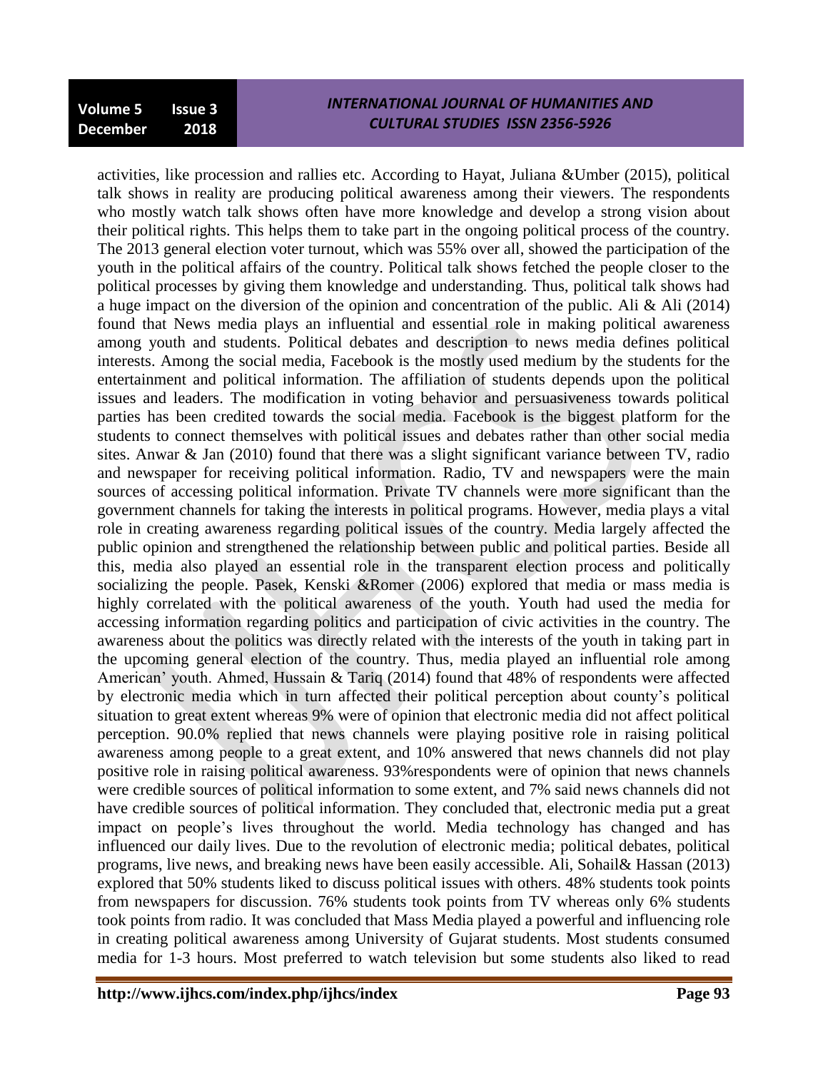activities, like procession and rallies etc. According to Hayat, Juliana &Umber (2015), political talk shows in reality are producing political awareness among their viewers. The respondents who mostly watch talk shows often have more knowledge and develop a strong vision about their political rights. This helps them to take part in the ongoing political process of the country. The 2013 general election voter turnout, which was 55% over all, showed the participation of the youth in the political affairs of the country. Political talk shows fetched the people closer to the political processes by giving them knowledge and understanding. Thus, political talk shows had a huge impact on the diversion of the opinion and concentration of the public. Ali & Ali (2014) found that News media plays an influential and essential role in making political awareness among youth and students. Political debates and description to news media defines political interests. Among the social media, Facebook is the mostly used medium by the students for the entertainment and political information. The affiliation of students depends upon the political issues and leaders. The modification in voting behavior and persuasiveness towards political parties has been credited towards the social media. Facebook is the biggest platform for the students to connect themselves with political issues and debates rather than other social media sites. Anwar & Jan (2010) found that there was a slight significant variance between TV, radio and newspaper for receiving political information. Radio, TV and newspapers were the main sources of accessing political information. Private TV channels were more significant than the government channels for taking the interests in political programs. However, media plays a vital role in creating awareness regarding political issues of the country. Media largely affected the public opinion and strengthened the relationship between public and political parties. Beside all this, media also played an essential role in the transparent election process and politically socializing the people. Pasek, Kenski &Romer (2006) explored that media or mass media is highly correlated with the political awareness of the youth. Youth had used the media for accessing information regarding politics and participation of civic activities in the country. The awareness about the politics was directly related with the interests of the youth in taking part in the upcoming general election of the country. Thus, media played an influential role among American' youth. Ahmed, Hussain & Tariq (2014) found that 48% of respondents were affected by electronic media which in turn affected their political perception about county's political situation to great extent whereas 9% were of opinion that electronic media did not affect political perception. 90.0% replied that news channels were playing positive role in raising political awareness among people to a great extent, and 10% answered that news channels did not play positive role in raising political awareness. 93%respondents were of opinion that news channels were credible sources of political information to some extent, and 7% said news channels did not have credible sources of political information. They concluded that, electronic media put a great impact on people's lives throughout the world. Media technology has changed and has influenced our daily lives. Due to the revolution of electronic media; political debates, political programs, live news, and breaking news have been easily accessible. Ali, Sohail& Hassan (2013) explored that 50% students liked to discuss political issues with others. 48% students took points from newspapers for discussion. 76% students took points from TV whereas only 6% students took points from radio. It was concluded that Mass Media played a powerful and influencing role in creating political awareness among University of Gujarat students. Most students consumed media for 1-3 hours. Most preferred to watch television but some students also liked to read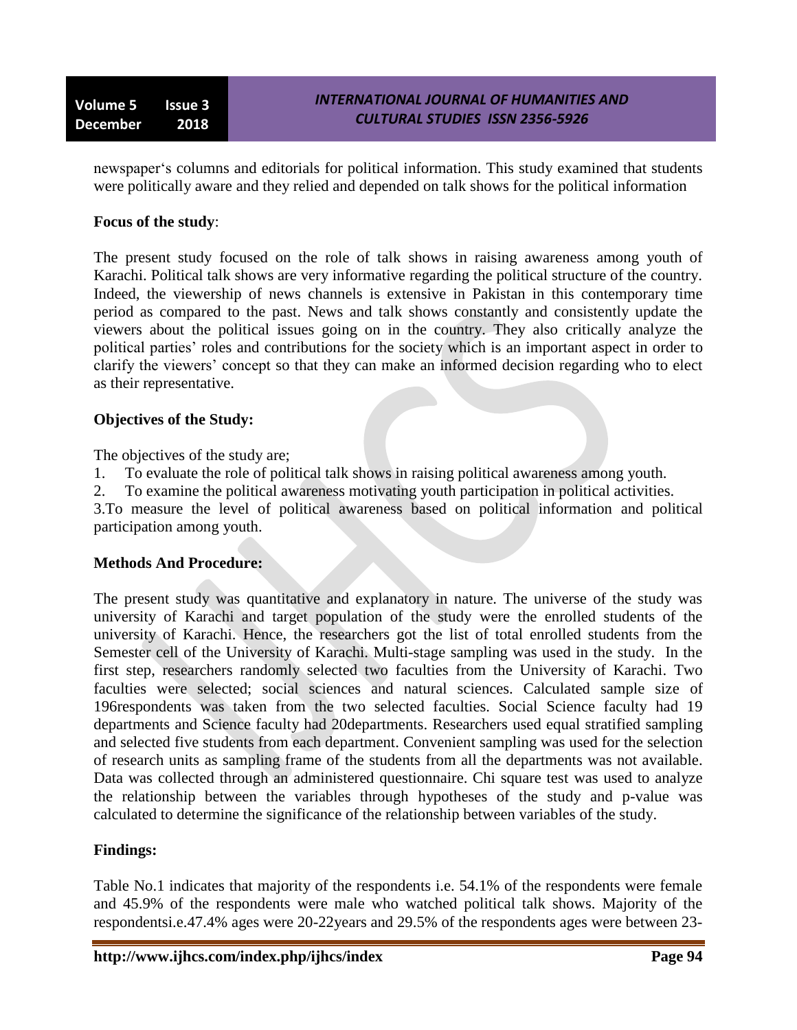newspaper's columns and editorials for political information. This study examined that students were politically aware and they relied and depended on talk shows for the political information

**Focus of the study**:

The present study focused on the role of talk shows in raising awareness among youth of Karachi. Political talk shows are very informative regarding the political structure of the country. Indeed, the viewership of news channels is extensive in Pakistan in this contemporary time period as compared to the past. News and talk shows constantly and consistently update the viewers about the political issues going on in the country. They also critically analyze the political parties' roles and contributions for the society which is an important aspect in order to clarify the viewers' concept so that they can make an informed decision regarding who to elect as their representative.

**Objectives of the Study:**

The objectives of the study are;

1. To evaluate the role of political talk shows in raising political awareness among youth.
2. To examine the political awareness motivating youth participation in political activities.

3.To measure the level of political awareness based on political information and political participation among youth.

**Methods And Procedure:**

The present study was quantitative and explanatory in nature. The universe of the study was university of Karachi and target population of the study were the enrolled students of the university of Karachi. Hence, the researchers got the list of total enrolled students from the Semester cell of the University of Karachi. Multi-stage sampling was used in the study. In the first step, researchers randomly selected two faculties from the University of Karachi. Two faculties were selected; social sciences and natural sciences. Calculated sample size of 196respondents was taken from the two selected faculties. Social Science faculty had 19 departments and Science faculty had 20departments. Researchers used equal stratified sampling and selected five students from each department. Convenient sampling was used for the selection of research units as sampling frame of the students from all the departments was not available. Data was collected through an administered questionnaire. Chi square test was used to analyze the relationship between the variables through hypotheses of the study and p-value was calculated to determine the significance of the relationship between variables of the study.

**Findings:**

Table No.1 indicates that majority of the respondents i.e. 54.1% of the respondents were female and 45.9% of the respondents were male who watched political talk shows. Majority of the respondentsi.e.47.4% ages were 20-22years and 29.5% of the respondents ages were between 23-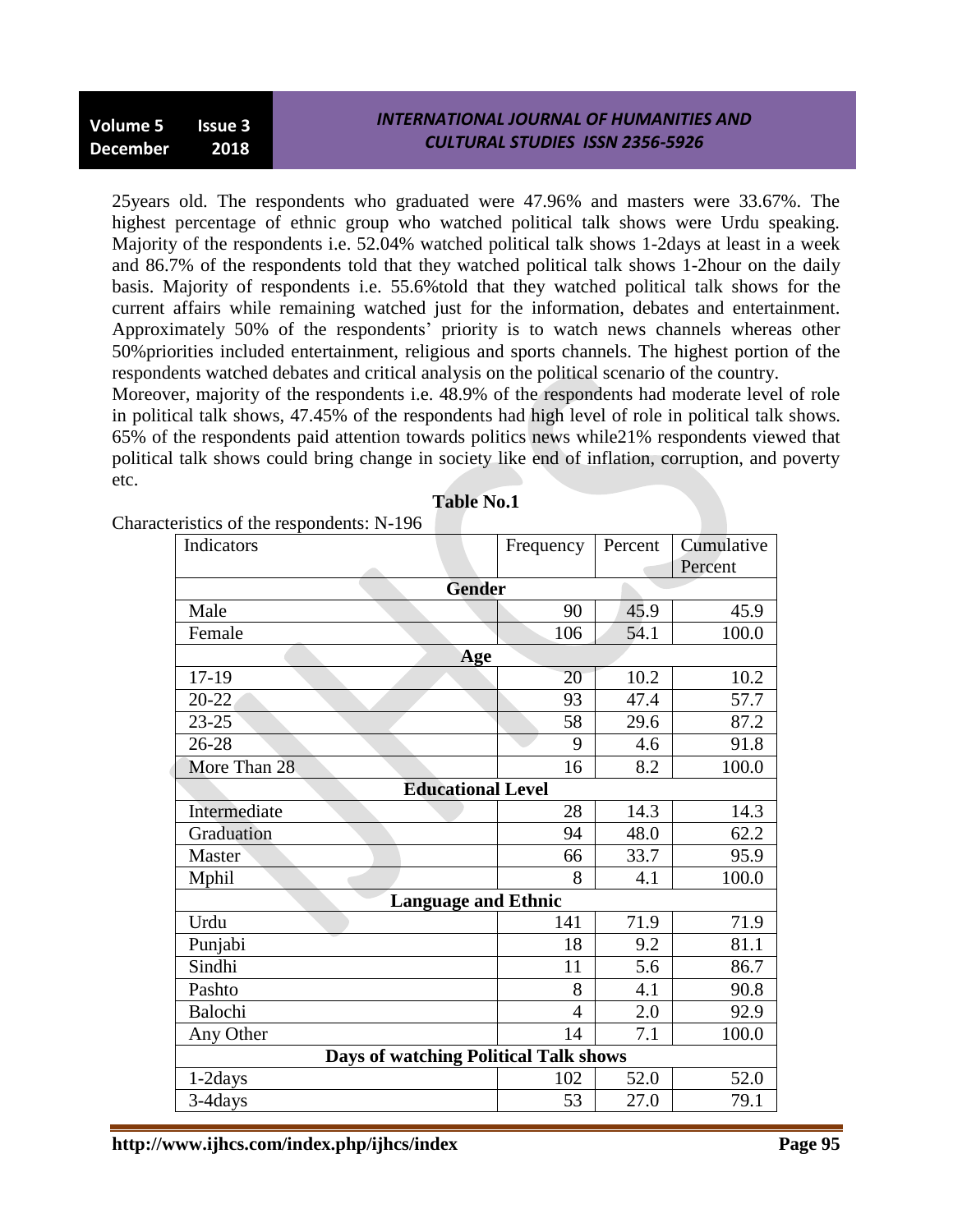25years old. The respondents who graduated were 47.96% and masters were 33.67%. The highest percentage of ethnic group who watched political talk shows were Urdu speaking. Majority of the respondents i.e. 52.04% watched political talk shows 1-2days at least in a week and 86.7% of the respondents told that they watched political talk shows 1-2hour on the daily basis. Majority of respondents i.e. 55.6%told that they watched political talk shows for the current affairs while remaining watched just for the information, debates and entertainment. Approximately 50% of the respondents' priority is to watch news channels whereas other 50%priorities included entertainment, religious and sports channels. The highest portion of the respondents watched debates and critical analysis on the political scenario of the country.

Moreover, majority of the respondents i.e. 48.9% of the respondents had moderate level of role in political talk shows, 47.45% of the respondents had high level of role in political talk shows. 65% of the respondents paid attention towards politics news while21% respondents viewed that political talk shows could bring change in society like end of inflation, corruption, and poverty etc.

**Table No.1**

Characteristics of the respondents: N-196

| Indicators | Frequency | Percent | Cumulative Percent |
|---|---|---|---|
| **Gender** | | | |
| Male | 90 | 45.9 | 45.9 |
| Female | 106 | 54.1 | 100.0 |
| **Age** | | | |
| 17-19 | 20 | 10.2 | 10.2 |
| 20-22 | 93 | 47.4 | 57.7 |
| 23-25 | 58 | 29.6 | 87.2 |
| 26-28 | 9 | 4.6 | 91.8 |
| More Than 28 | 16 | 8.2 | 100.0 |
| **Educational Level** | | | |
| Intermediate | 28 | 14.3 | 14.3 |
| Graduation | 94 | 48.0 | 62.2 |
| Master | 66 | 33.7 | 95.9 |
| Mphil | 8 | 4.1 | 100.0 |
| **Language and Ethnic** | | | |
| Urdu | 141 | 71.9 | 71.9 |
| Punjabi | 18 | 9.2 | 81.1 |
| Sindhi | 11 | 5.6 | 86.7 |
| Pashto | 8 | 4.1 | 90.8 |
| Balochi | 4 | 2.0 | 92.9 |
| Any Other | 14 | 7.1 | 100.0 |
| **Days of watching Political Talk shows** | | | |
| 1-2days | 102 | 52.0 | 52.0 |
| 3-4days | 53 | 27.0 | 79.1 |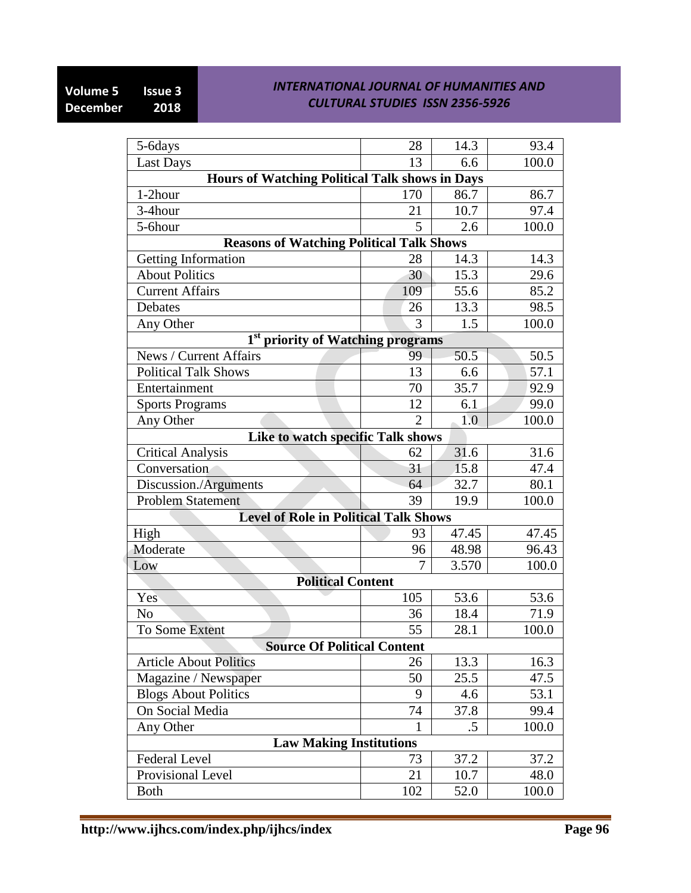| | | | |
|---|---|---|---|
| 5-6days | 28 | 14.3 | 93.4 |
| Last Days | 13 | 6.6 | 100.0 |
| **Hours of Watching Political Talk shows in Days** | | | |
| 1-2hour | 170 | 86.7 | 86.7 |
| 3-4hour | 21 | 10.7 | 97.4 |
| 5-6hour | 5 | 2.6 | 100.0 |
| **Reasons of Watching Political Talk Shows** | | | |
| Getting Information | 28 | 14.3 | 14.3 |
| About Politics | 30 | 15.3 | 29.6 |
| Current Affairs | 109 | 55.6 | 85.2 |
| Debates | 26 | 13.3 | 98.5 |
| Any Other | 3 | 1.5 | 100.0 |
| **1st priority of Watching programs** | | | |
| News / Current Affairs | 99 | 50.5 | 50.5 |
| Political Talk Shows | 13 | 6.6 | 57.1 |
| Entertainment | 70 | 35.7 | 92.9 |
| Sports Programs | 12 | 6.1 | 99.0 |
| Any Other | 2 | 1.0 | 100.0 |
| **Like to watch specific Talk shows** | | | |
| Critical Analysis | 62 | 31.6 | 31.6 |
| Conversation | 31 | 15.8 | 47.4 |
| Discussion./Arguments | 64 | 32.7 | 80.1 |
| Problem Statement | 39 | 19.9 | 100.0 |
| **Level of Role in Political Talk Shows** | | | |
| High | 93 | 47.45 | 47.45 |
| Moderate | 96 | 48.98 | 96.43 |
| Low | 7 | 3.570 | 100.0 |
| **Political Content** | | | |
| Yes | 105 | 53.6 | 53.6 |
| No | 36 | 18.4 | 71.9 |
| To Some Extent | 55 | 28.1 | 100.0 |
| **Source Of Political Content** | | | |
| Article About Politics | 26 | 13.3 | 16.3 |
| Magazine / Newspaper | 50 | 25.5 | 47.5 |
| Blogs About Politics | 9 | 4.6 | 53.1 |
| On Social Media | 74 | 37.8 | 99.4 |
| Any Other | 1 | .5 | 100.0 |
| **Law Making Institutions** | | | |
| Federal Level | 73 | 37.2 | 37.2 |
| Provisional Level | 21 | 10.7 | 48.0 |
| Both | 102 | 52.0 | 100.0 |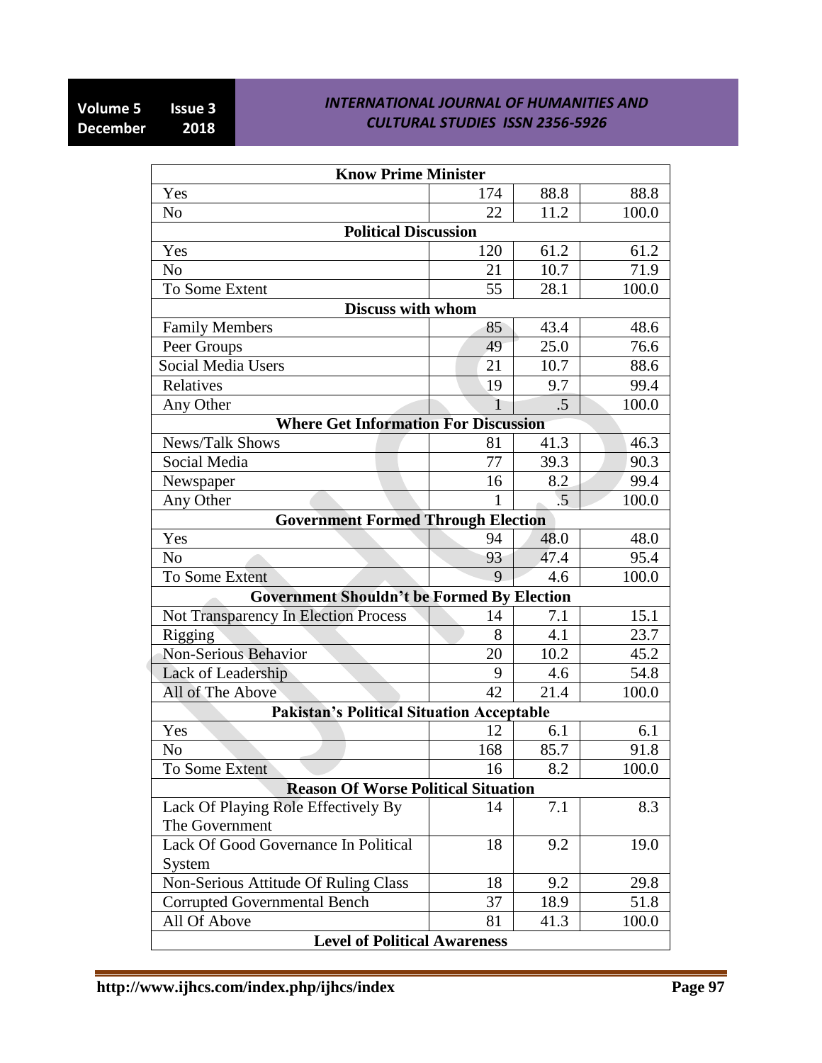| Know Prime Minister | | | |
|---|---|---|---|
| Yes | 174 | 88.8 | 88.8 |
| No | 22 | 11.2 | 100.0 |
| **Political Discussion** | | | |
| Yes | 120 | 61.2 | 61.2 |
| No | 21 | 10.7 | 71.9 |
| To Some Extent | 55 | 28.1 | 100.0 |
| **Discuss with whom** | | | |
| Family Members | 85 | 43.4 | 48.6 |
| Peer Groups | 49 | 25.0 | 76.6 |
| Social Media Users | 21 | 10.7 | 88.6 |
| Relatives | 19 | 9.7 | 99.4 |
| Any Other | 1 | .5 | 100.0 |
| **Where Get Information For Discussion** | | | |
| News/Talk Shows | 81 | 41.3 | 46.3 |
| Social Media | 77 | 39.3 | 90.3 |
| Newspaper | 16 | 8.2 | 99.4 |
| Any Other | 1 | .5 | 100.0 |
| **Government Formed Through Election** | | | |
| Yes | 94 | 48.0 | 48.0 |
| No | 93 | 47.4 | 95.4 |
| To Some Extent | 9 | 4.6 | 100.0 |
| **Government Shouldn't be Formed By Election** | | | |
| Not Transparency In Election Process | 14 | 7.1 | 15.1 |
| Rigging | 8 | 4.1 | 23.7 |
| Non-Serious Behavior | 20 | 10.2 | 45.2 |
| Lack of Leadership | 9 | 4.6 | 54.8 |
| All of The Above | 42 | 21.4 | 100.0 |
| **Pakistan's Political Situation Acceptable** | | | |
| Yes | 12 | 6.1 | 6.1 |
| No | 168 | 85.7 | 91.8 |
| To Some Extent | 16 | 8.2 | 100.0 |
| **Reason Of Worse Political Situation** | | | |
| Lack Of Playing Role Effectively By The Government | 14 | 7.1 | 8.3 |
| Lack Of Good Governance In Political System | 18 | 9.2 | 19.0 |
| Non-Serious Attitude Of Ruling Class | 18 | 9.2 | 29.8 |
| Corrupted Governmental Bench | 37 | 18.9 | 51.8 |
| All Of Above | 81 | 41.3 | 100.0 |
| **Level of Political Awareness** | | | |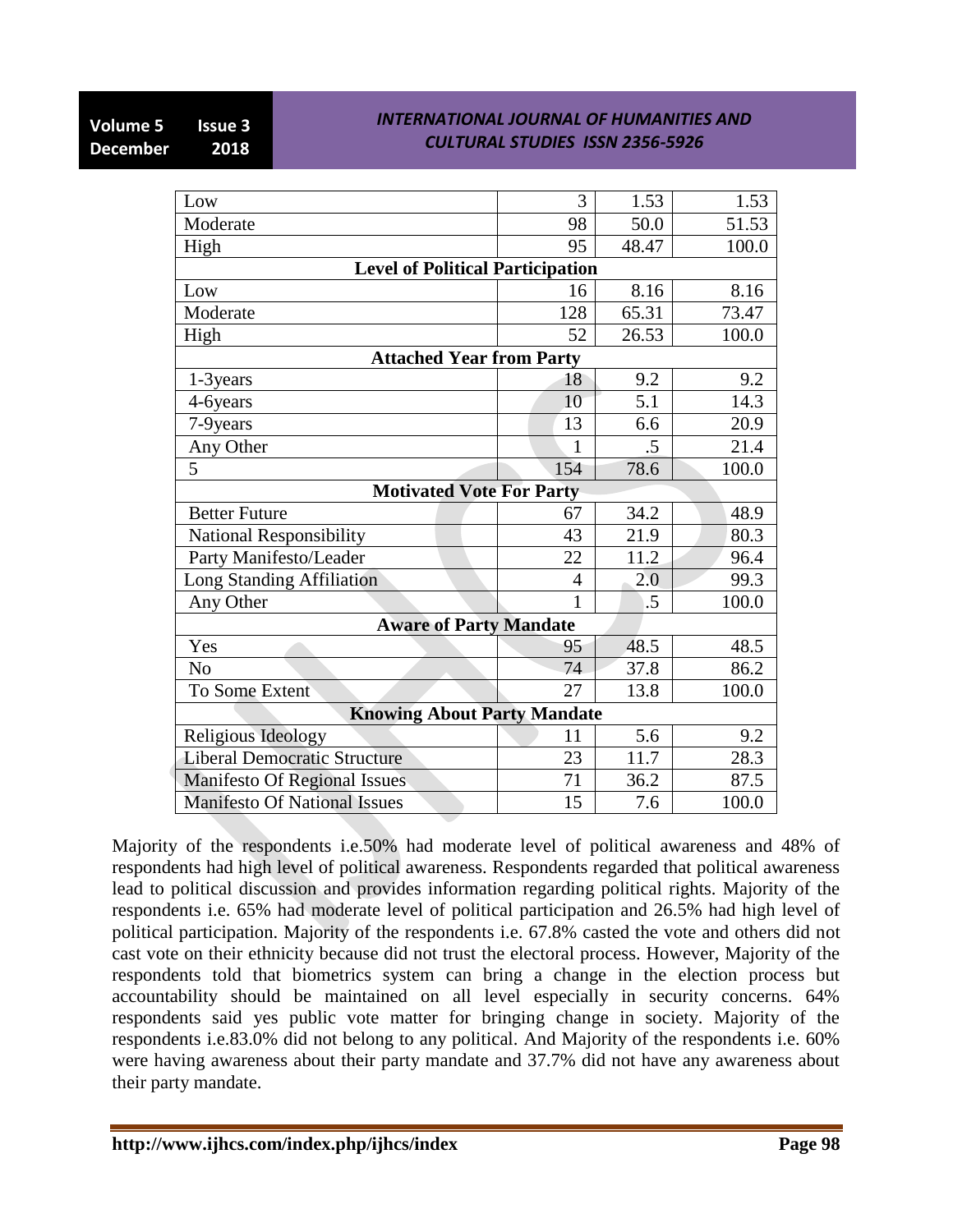| | | | |
|---|---|---|---|
| Low | 3 | 1.53 | 1.53 |
| Moderate | 98 | 50.0 | 51.53 |
| High | 95 | 48.47 | 100.0 |
| **Level of Political Participation** | | | |
| Low | 16 | 8.16 | 8.16 |
| Moderate | 128 | 65.31 | 73.47 |
| High | 52 | 26.53 | 100.0 |
| **Attached Year from Party** | | | |
| 1-3years | 18 | 9.2 | 9.2 |
| 4-6years | 10 | 5.1 | 14.3 |
| 7-9years | 13 | 6.6 | 20.9 |
| Any Other | 1 | .5 | 21.4 |
| 5 | 154 | 78.6 | 100.0 |
| **Motivated Vote For Party** | | | |
| Better Future | 67 | 34.2 | 48.9 |
| National Responsibility | 43 | 21.9 | 80.3 |
| Party Manifesto/Leader | 22 | 11.2 | 96.4 |
| Long Standing Affiliation | 4 | 2.0 | 99.3 |
| Any Other | 1 | .5 | 100.0 |
| **Aware of Party Mandate** | | | |
| Yes | 95 | 48.5 | 48.5 |
| No | 74 | 37.8 | 86.2 |
| To Some Extent | 27 | 13.8 | 100.0 |
| **Knowing About Party Mandate** | | | |
| Religious Ideology | 11 | 5.6 | 9.2 |
| Liberal Democratic Structure | 23 | 11.7 | 28.3 |
| Manifesto Of Regional Issues | 71 | 36.2 | 87.5 |
| Manifesto Of National Issues | 15 | 7.6 | 100.0 |

Majority of the respondents i.e.50% had moderate level of political awareness and 48% of respondents had high level of political awareness. Respondents regarded that political awareness lead to political discussion and provides information regarding political rights. Majority of the respondents i.e. 65% had moderate level of political participation and 26.5% had high level of political participation. Majority of the respondents i.e. 67.8% casted the vote and others did not cast vote on their ethnicity because did not trust the electoral process. However, Majority of the respondents told that biometrics system can bring a change in the election process but accountability should be maintained on all level especially in security concerns. 64% respondents said yes public vote matter for bringing change in society. Majority of the respondents i.e.83.0% did not belong to any political. And Majority of the respondents i.e. 60% were having awareness about their party mandate and 37.7% did not have any awareness about their party mandate.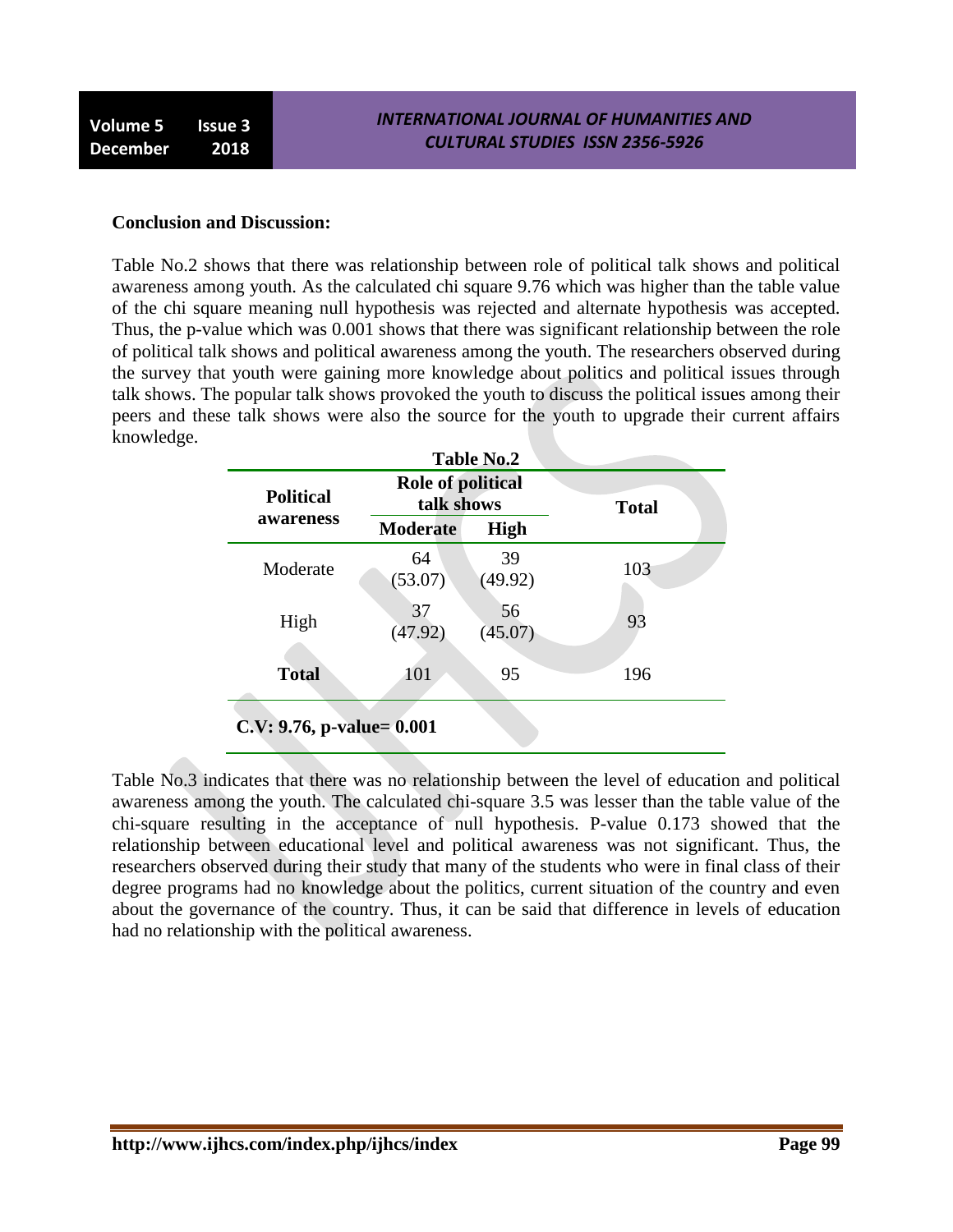**Conclusion and Discussion:**

Table No.2 shows that there was relationship between role of political talk shows and political awareness among youth. As the calculated chi square 9.76 which was higher than the table value of the chi square meaning null hypothesis was rejected and alternate hypothesis was accepted. Thus, the p-value which was 0.001 shows that there was significant relationship between the role of political talk shows and political awareness among the youth. The researchers observed during the survey that youth were gaining more knowledge about politics and political issues through talk shows. The popular talk shows provoked the youth to discuss the political issues among their peers and these talk shows were also the source for the youth to upgrade their current affairs knowledge.

**Table No.2**

| Political awareness | Role of political talk shows | | Total |
|---|---|---|---|
| | Moderate | High | |
| Moderate | 64 (53.07) | 39 (49.92) | 103 |
| High | 37 (47.92) | 56 (45.07) | 93 |
| **Total** | 101 | 95 | 196 |

**C.V: 9.76, p-value= 0.001**

Table No.3 indicates that there was no relationship between the level of education and political awareness among the youth. The calculated chi-square 3.5 was lesser than the table value of the chi-square resulting in the acceptance of null hypothesis. P-value 0.173 showed that the relationship between educational level and political awareness was not significant. Thus, the researchers observed during their study that many of the students who were in final class of their degree programs had no knowledge about the politics, current situation of the country and even about the governance of the country. Thus, it can be said that difference in levels of education had no relationship with the political awareness.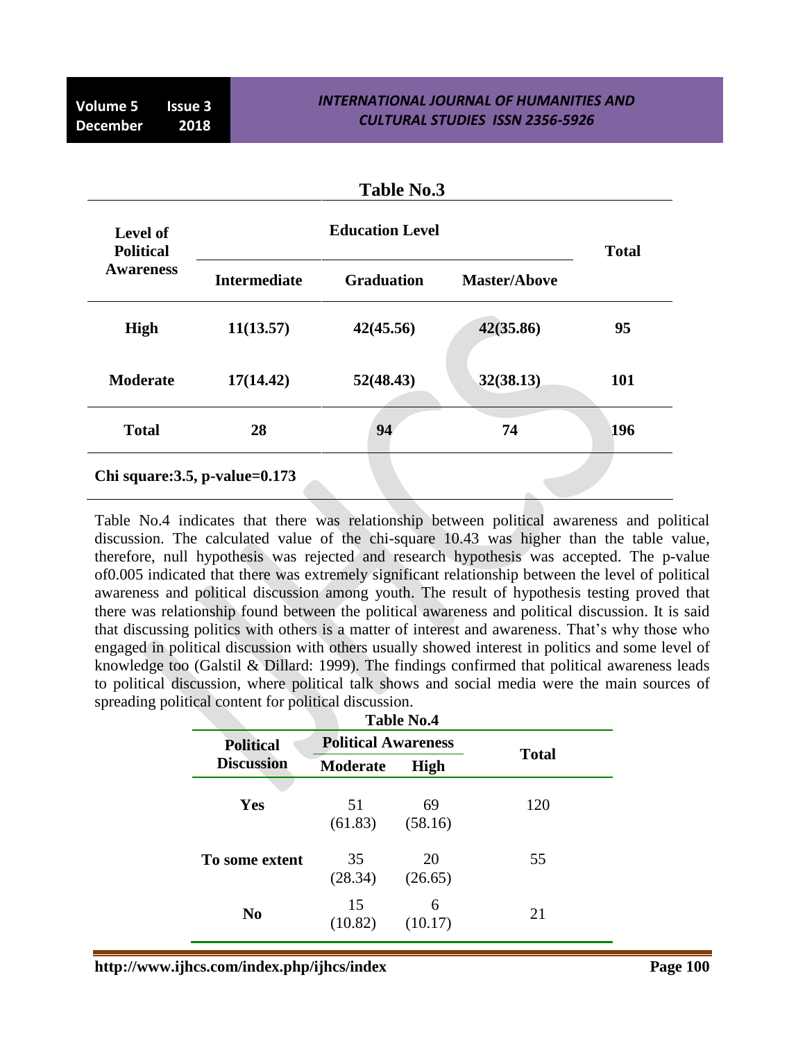**Table No.3**

| Level of Political Awareness | Education Level | | | Total |
|---|---|---|---|---|
| | Intermediate | Graduation | Master/Above | |
| **High** | **11(13.57)** | **42(45.56)** | **42(35.86)** | **95** |
| **Moderate** | **17(14.42)** | **52(48.43)** | **32(38.13)** | **101** |
| **Total** | **28** | **94** | **74** | **196** |

**Chi square:3.5, p-value=0.173**

Table No.4 indicates that there was relationship between political awareness and political discussion. The calculated value of the chi-square 10.43 was higher than the table value, therefore, null hypothesis was rejected and research hypothesis was accepted. The p-value of0.005 indicated that there was extremely significant relationship between the level of political awareness and political discussion among youth. The result of hypothesis testing proved that there was relationship found between the political awareness and political discussion. It is said that discussing politics with others is a matter of interest and awareness. That's why those who engaged in political discussion with others usually showed interest in politics and some level of knowledge too (Galstil & Dillard: 1999). The findings confirmed that political awareness leads to political discussion, where political talk shows and social media were the main sources of spreading political content for political discussion.

**Table No.4**

| Political Discussion | Political Awareness | | Total |
|---|---|---|---|
| | Moderate | High | |
| **Yes** | 51 (61.83) | 69 (58.16) | 120 |
| **To some extent** | 35 (28.34) | 20 (26.65) | 55 |
| **No** | 15 (10.82) | 6 (10.17) | 21 |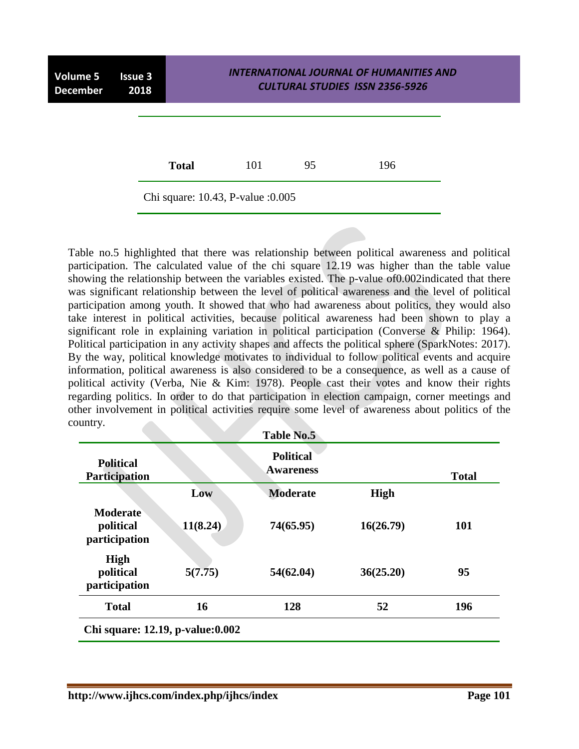| Total | 101 | 95 | 196 |
|---|---|---|---|

Chi square: 10.43, P-value :0.005

Table no.5 highlighted that there was relationship between political awareness and political participation. The calculated value of the chi square 12.19 was higher than the table value showing the relationship between the variables existed. The p-value of0.002indicated that there was significant relationship between the level of political awareness and the level of political participation among youth. It showed that who had awareness about politics, they would also take interest in political activities, because political awareness had been shown to play a significant role in explaining variation in political participation (Converse & Philip: 1964). Political participation in any activity shapes and affects the political sphere (SparkNotes: 2017). By the way, political knowledge motivates to individual to follow political events and acquire information, political awareness is also considered to be a consequence, as well as a cause of political activity (Verba, Nie & Kim: 1978). People cast their votes and know their rights regarding politics. In order to do that participation in election campaign, corner meetings and other involvement in political activities require some level of awareness about politics of the country.

**Table No.5**

| Political Participation | Political Awareness | | | Total |
|---|---|---|---|---|
| | **Low** | **Moderate** | **High** | |
| **Moderate political participation** | **11(8.24)** | **74(65.95)** | **16(26.79)** | **101** |
| **High political participation** | **5(7.75)** | **54(62.04)** | **36(25.20)** | **95** |
| **Total** | **16** | **128** | **52** | **196** |

**Chi square: 12.19, p-value:0.002**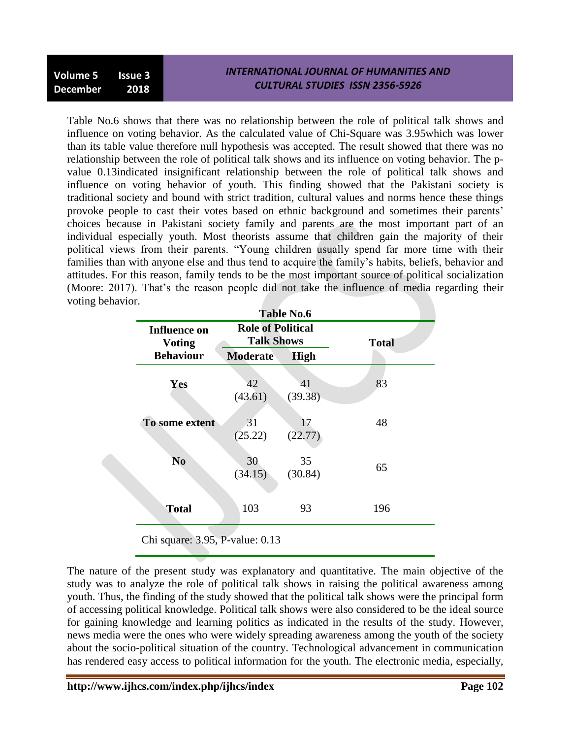Table No.6 shows that there was no relationship between the role of political talk shows and influence on voting behavior. As the calculated value of Chi-Square was 3.95which was lower than its table value therefore null hypothesis was accepted. The result showed that there was no relationship between the role of political talk shows and its influence on voting behavior. The p-value 0.13indicated insignificant relationship between the role of political talk shows and influence on voting behavior of youth. This finding showed that the Pakistani society is traditional society and bound with strict tradition, cultural values and norms hence these things provoke people to cast their votes based on ethnic background and sometimes their parents' choices because in Pakistani society family and parents are the most important part of an individual especially youth. Most theorists assume that children gain the majority of their political views from their parents. "Young children usually spend far more time with their families than with anyone else and thus tend to acquire the family's habits, beliefs, behavior and attitudes. For this reason, family tends to be the most important source of political socialization (Moore: 2017). That's the reason people did not take the influence of media regarding their voting behavior.

**Table No.6**

| Influence on Voting Behaviour | Role of Political Talk Shows | | Total |
|---|---|---|---|
| | Moderate | High | |
| Yes | 42 (43.61) | 41 (39.38) | 83 |
| To some extent | 31 (25.22) | 17 (22.77) | 48 |
| No | 30 (34.15) | 35 (30.84) | 65 |
| Total | 103 | 93 | 196 |

Chi square: 3.95, P-value: 0.13

The nature of the present study was explanatory and quantitative. The main objective of the study was to analyze the role of political talk shows in raising the political awareness among youth. Thus, the finding of the study showed that the political talk shows were the principal form of accessing political knowledge. Political talk shows were also considered to be the ideal source for gaining knowledge and learning politics as indicated in the results of the study. However, news media were the ones who were widely spreading awareness among the youth of the society about the socio-political situation of the country. Technological advancement in communication has rendered easy access to political information for the youth. The electronic media, especially,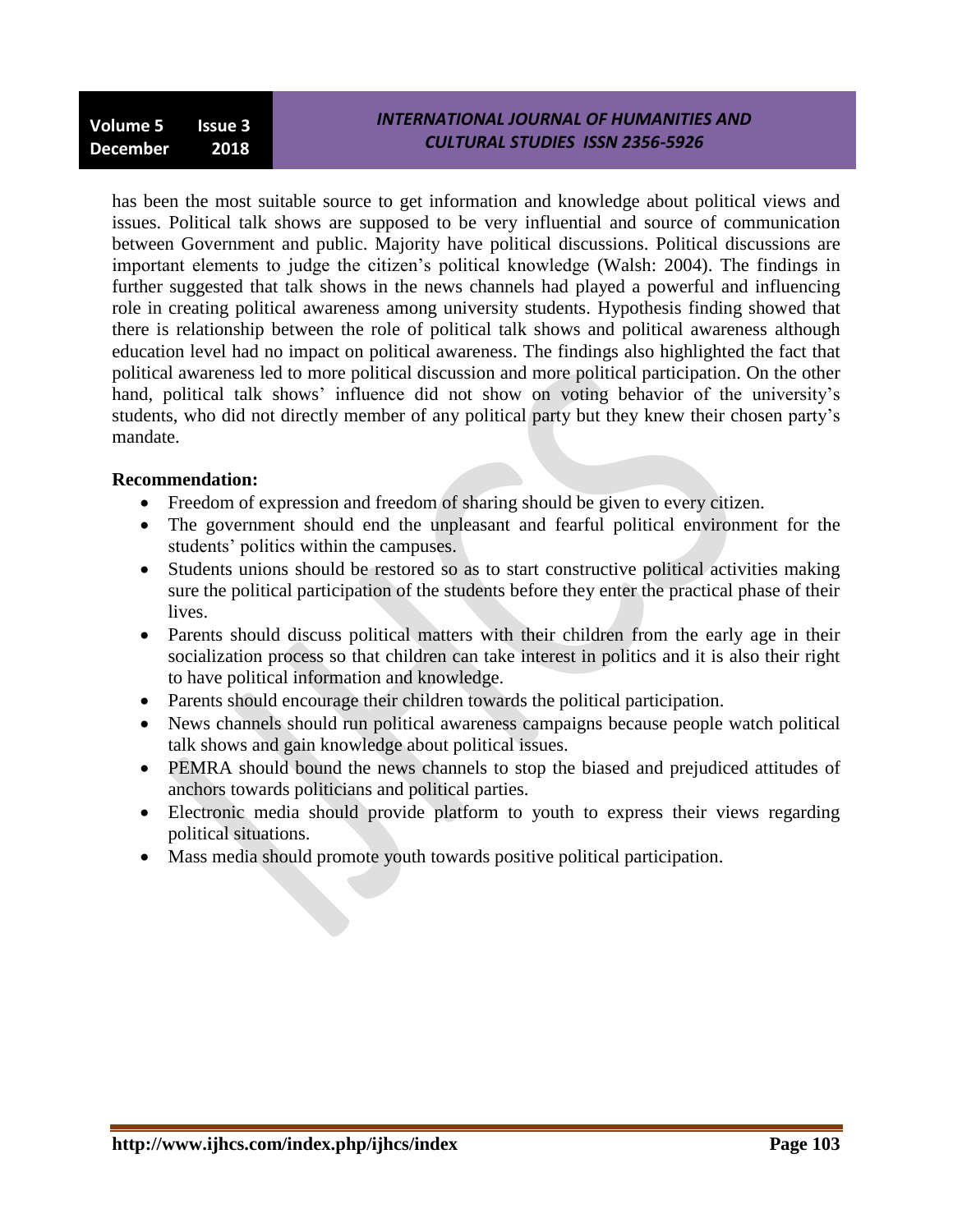has been the most suitable source to get information and knowledge about political views and issues. Political talk shows are supposed to be very influential and source of communication between Government and public. Majority have political discussions. Political discussions are important elements to judge the citizen's political knowledge (Walsh: 2004). The findings in further suggested that talk shows in the news channels had played a powerful and influencing role in creating political awareness among university students. Hypothesis finding showed that there is relationship between the role of political talk shows and political awareness although education level had no impact on political awareness. The findings also highlighted the fact that political awareness led to more political discussion and more political participation. On the other hand, political talk shows' influence did not show on voting behavior of the university's students, who did not directly member of any political party but they knew their chosen party's mandate.

**Recommendation:**

- Freedom of expression and freedom of sharing should be given to every citizen.
- The government should end the unpleasant and fearful political environment for the students' politics within the campuses.
- Students unions should be restored so as to start constructive political activities making sure the political participation of the students before they enter the practical phase of their lives.
- Parents should discuss political matters with their children from the early age in their socialization process so that children can take interest in politics and it is also their right to have political information and knowledge.
- Parents should encourage their children towards the political participation.
- News channels should run political awareness campaigns because people watch political talk shows and gain knowledge about political issues.
- PEMRA should bound the news channels to stop the biased and prejudiced attitudes of anchors towards politicians and political parties.
- Electronic media should provide platform to youth to express their views regarding political situations.
- Mass media should promote youth towards positive political participation.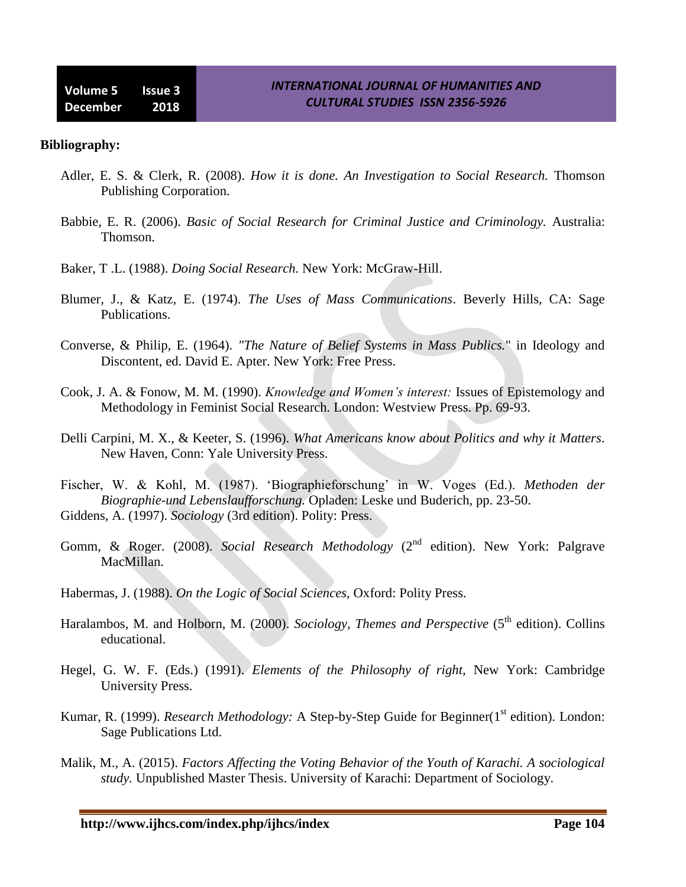**Bibliography:**

Adler, E. S. & Clerk, R. (2008). *How it is done. An Investigation to Social Research.* Thomson Publishing Corporation.

Babbie, E. R. (2006). *Basic of Social Research for Criminal Justice and Criminology.* Australia: Thomson.

Baker, T .L. (1988). *Doing Social Research.* New York: McGraw-Hill.

Blumer, J., & Katz, E. (1974). *The Uses of Mass Communications*. Beverly Hills, CA: Sage Publications.

Converse, & Philip, E. (1964). *"The Nature of Belief Systems in Mass Publics.*" in Ideology and Discontent, ed. David E. Apter. New York: Free Press.

Cook, J. A. & Fonow, M. M. (1990). *Knowledge and Women's interest:* Issues of Epistemology and Methodology in Feminist Social Research. London: Westview Press. Pp. 69-93.

Delli Carpini, M. X., & Keeter, S. (1996). *What Americans know about Politics and why it Matters*. New Haven, Conn: Yale University Press.

Fischer, W. & Kohl, M. (1987). 'Biographieforschung' in W. Voges (Ed.). *Methoden der Biographie-und Lebenslaufforschung.* Opladen: Leske und Buderich, pp. 23-50.

Giddens, A. (1997). *Sociology* (3rd edition). Polity: Press.

Gomm, & Roger. (2008). *Social Research Methodology* (2nd edition). New York: Palgrave MacMillan.

Habermas, J. (1988). *On the Logic of Social Sciences,* Oxford: Polity Press.

Haralambos, M. and Holborn, M. (2000). *Sociology, Themes and Perspective* (5th edition). Collins educational.

Hegel, G. W. F. (Eds.) (1991). *Elements of the Philosophy of right,* New York: Cambridge University Press.

Kumar, R. (1999). *Research Methodology:* A Step-by-Step Guide for Beginner(1st edition). London: Sage Publications Ltd.

Malik, M., A. (2015). *Factors Affecting the Voting Behavior of the Youth of Karachi. A sociological study.* Unpublished Master Thesis. University of Karachi: Department of Sociology.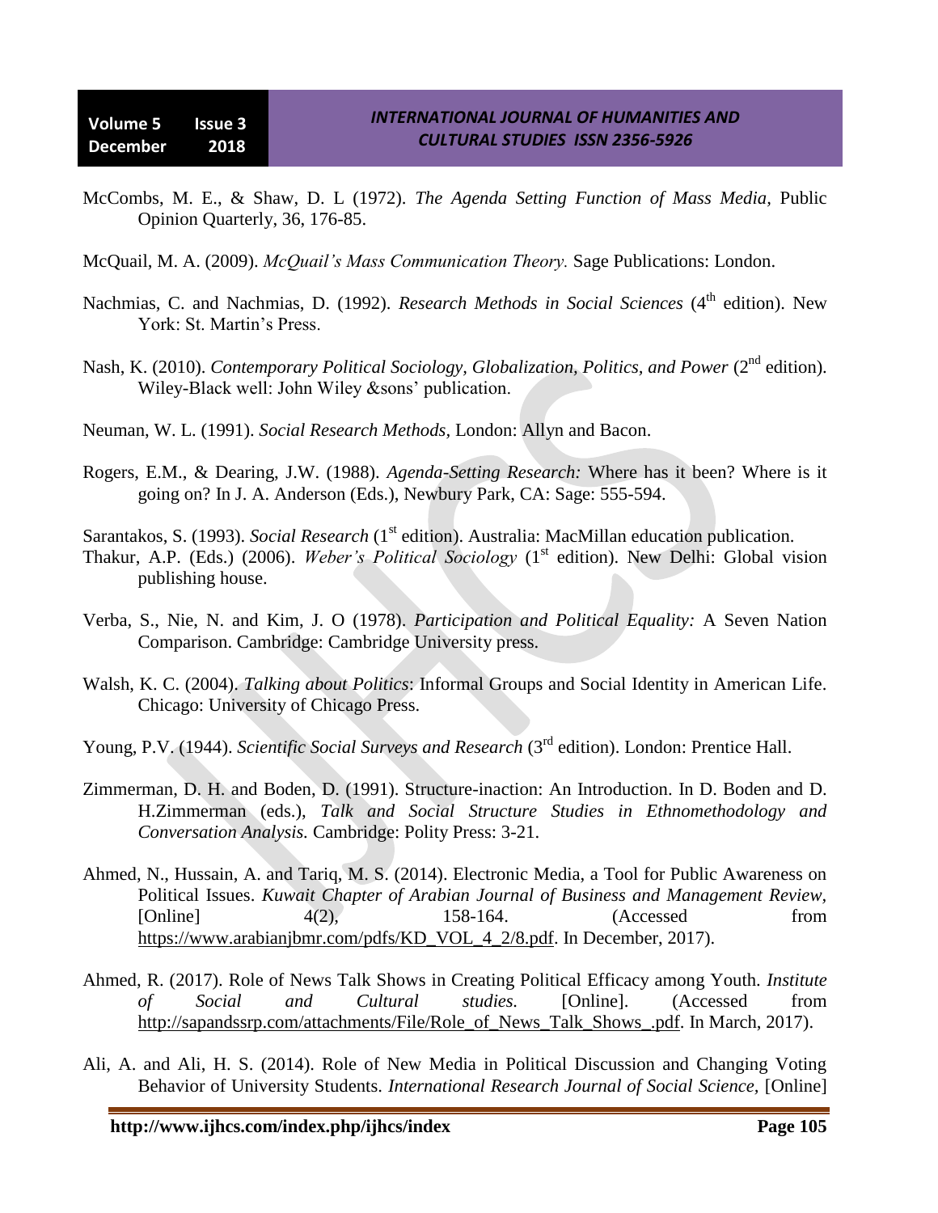McCombs, M. E., & Shaw, D. L (1972). *The Agenda Setting Function of Mass Media,* Public Opinion Quarterly, 36, 176-85.

McQuail, M. A. (2009). *McQuail's Mass Communication Theory.* Sage Publications: London.

Nachmias, C. and Nachmias, D. (1992). *Research Methods in Social Sciences* (4th edition). New York: St. Martin's Press.

Nash, K. (2010). *Contemporary Political Sociology, Globalization, Politics, and Power* (2nd edition). Wiley-Black well: John Wiley &sons' publication.

Neuman, W. L. (1991). *Social Research Methods,* London: Allyn and Bacon.

Rogers, E.M., & Dearing, J.W. (1988). *Agenda-Setting Research:* Where has it been? Where is it going on? In J. A. Anderson (Eds.), Newbury Park, CA: Sage: 555-594.

Sarantakos, S. (1993). *Social Research* (1st edition). Australia: MacMillan education publication.

Thakur, A.P. (Eds.) (2006). *Weber's Political Sociology* (1st edition). New Delhi: Global vision publishing house.

Verba, S., Nie, N. and Kim, J. O (1978). *Participation and Political Equality:* A Seven Nation Comparison. Cambridge: Cambridge University press.

Walsh, K. C. (2004). *Talking about Politics*: Informal Groups and Social Identity in American Life. Chicago: University of Chicago Press.

Young, P.V. (1944). *Scientific Social Surveys and Research* (3rd edition). London: Prentice Hall.

Zimmerman, D. H. and Boden, D. (1991). Structure-inaction: An Introduction. In D. Boden and D. H.Zimmerman (eds.), *Talk and Social Structure Studies in Ethnomethodology and Conversation Analysis.* Cambridge: Polity Press: 3-21.

Ahmed, N., Hussain, A. and Tariq, M. S. (2014). Electronic Media, a Tool for Public Awareness on Political Issues. *Kuwait Chapter of Arabian Journal of Business and Management Review,* [Online] 4(2), 158-164. (Accessed from https://www.arabianjbmr.com/pdfs/KD_VOL_4_2/8.pdf. In December, 2017).

Ahmed, R. (2017). Role of News Talk Shows in Creating Political Efficacy among Youth. *Institute of Social and Cultural studies.* [Online]. (Accessed from http://sapandssrp.com/attachments/File/Role_of_News_Talk_Shows_.pdf. In March, 2017).

Ali, A. and Ali, H. S. (2014). Role of New Media in Political Discussion and Changing Voting Behavior of University Students. *International Research Journal of Social Science,* [Online]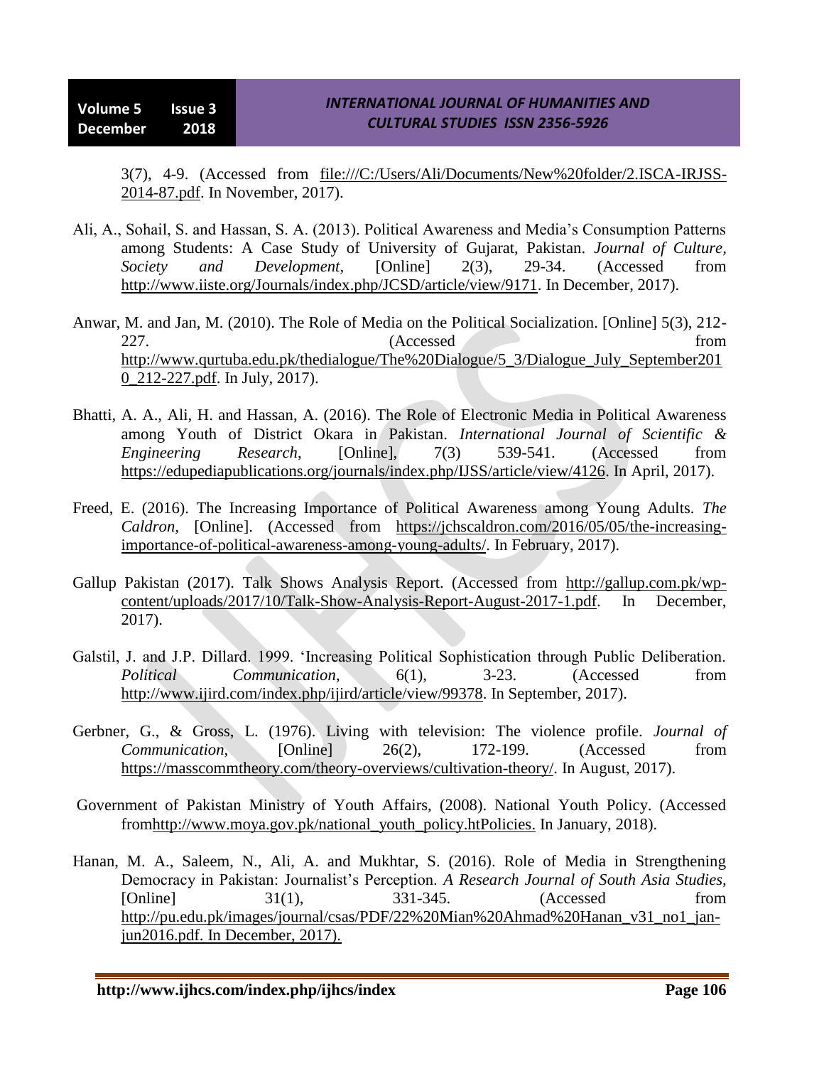3(7), 4-9. (Accessed from file:///C:/Users/Ali/Documents/New%20folder/2.ISCA-IRJSS-2014-87.pdf. In November, 2017).

Ali, A., Sohail, S. and Hassan, S. A. (2013). Political Awareness and Media's Consumption Patterns among Students: A Case Study of University of Gujarat, Pakistan. *Journal of Culture, Society and Development,* [Online] 2(3), 29-34. (Accessed from http://www.iiste.org/Journals/index.php/JCSD/article/view/9171. In December, 2017).

Anwar, M. and Jan, M. (2010). The Role of Media on the Political Socialization. [Online] 5(3), 212-227. (Accessed from http://www.qurtuba.edu.pk/thedialogue/The%20Dialogue/5_3/Dialogue_July_September2010_212-227.pdf. In July, 2017).

Bhatti, A. A., Ali, H. and Hassan, A. (2016). The Role of Electronic Media in Political Awareness among Youth of District Okara in Pakistan. *International Journal of Scientific & Engineering Research,* [Online], 7(3) 539-541. (Accessed from https://edupediapublications.org/journals/index.php/IJSS/article/view/4126. In April, 2017).

Freed, E. (2016). The Increasing Importance of Political Awareness among Young Adults. *The Caldron,* [Online]. (Accessed from https://jchscaldron.com/2016/05/05/the-increasing-importance-of-political-awareness-among-young-adults/. In February, 2017).

Gallup Pakistan (2017). Talk Shows Analysis Report. (Accessed from http://gallup.com.pk/wp-content/uploads/2017/10/Talk-Show-Analysis-Report-August-2017-1.pdf. In December, 2017).

Galstil, J. and J.P. Dillard. 1999. 'Increasing Political Sophistication through Public Deliberation. *Political Communication,* 6(1), 3-23. (Accessed from http://www.ijird.com/index.php/ijird/article/view/99378. In September, 2017).

Gerbner, G., & Gross, L. (1976). Living with television: The violence profile. *Journal of Communication,* [Online] 26(2), 172-199. (Accessed from https://masscommtheory.com/theory-overviews/cultivation-theory/. In August, 2017).

Government of Pakistan Ministry of Youth Affairs, (2008). National Youth Policy. (Accessed fromhttp://www.moya.gov.pk/national_youth_policy.htPolicies. In January, 2018).

Hanan, M. A., Saleem, N., Ali, A. and Mukhtar, S. (2016). Role of Media in Strengthening Democracy in Pakistan: Journalist's Perception. *A Research Journal of South Asia Studies,* [Online] 31(1), 331-345. (Accessed from http://pu.edu.pk/images/journal/csas/PDF/22%20Mian%20Ahmad%20Hanan_v31_no1_jan-jun2016.pdf. In December, 2017).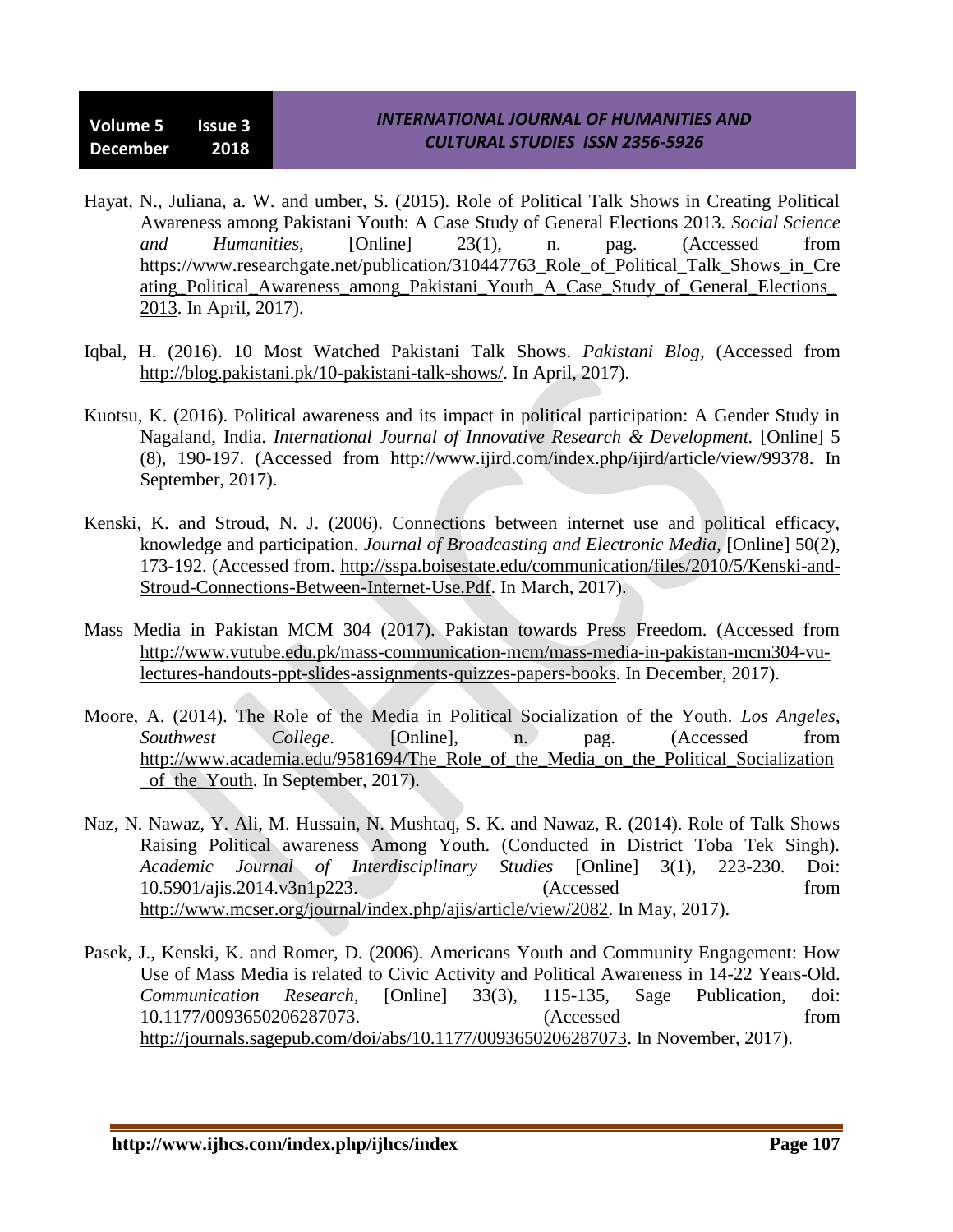Hayat, N., Juliana, a. W. and umber, S. (2015). Role of Political Talk Shows in Creating Political Awareness among Pakistani Youth: A Case Study of General Elections 2013. *Social Science and Humanities,* [Online] 23(1), n. pag. (Accessed from https://www.researchgate.net/publication/310447763_Role_of_Political_Talk_Shows_in_Creating_Political_Awareness_among_Pakistani_Youth_A_Case_Study_of_General_Elections_2013. In April, 2017).

Iqbal, H. (2016). 10 Most Watched Pakistani Talk Shows. *Pakistani Blog,* (Accessed from http://blog.pakistani.pk/10-pakistani-talk-shows/. In April, 2017).

Kuotsu, K. (2016). Political awareness and its impact in political participation: A Gender Study in Nagaland, India. *International Journal of Innovative Research & Development.* [Online] 5 (8), 190-197. (Accessed from http://www.ijird.com/index.php/ijird/article/view/99378. In September, 2017).

Kenski, K. and Stroud, N. J. (2006). Connections between internet use and political efficacy, knowledge and participation. *Journal of Broadcasting and Electronic Media,* [Online] 50(2), 173-192. (Accessed from. http://sspa.boisestate.edu/communication/files/2010/5/Kenski-and-Stroud-Connections-Between-Internet-Use.Pdf. In March, 2017).

Mass Media in Pakistan MCM 304 (2017). Pakistan towards Press Freedom. (Accessed from http://www.vutube.edu.pk/mass-communication-mcm/mass-media-in-pakistan-mcm304-vu-lectures-handouts-ppt-slides-assignments-quizzes-papers-books. In December, 2017).

Moore, A. (2014). The Role of the Media in Political Socialization of the Youth. *Los Angeles, Southwest College*. [Online], n. pag. (Accessed from http://www.academia.edu/9581694/The_Role_of_the_Media_on_the_Political_Socialization_of_the_Youth. In September, 2017).

Naz, N. Nawaz, Y. Ali, M. Hussain, N. Mushtaq, S. K. and Nawaz, R. (2014). Role of Talk Shows Raising Political awareness Among Youth. (Conducted in District Toba Tek Singh). *Academic Journal of Interdisciplinary Studies* [Online] 3(1), 223-230. Doi: 10.5901/ajis.2014.v3n1p223. (Accessed from http://www.mcser.org/journal/index.php/ajis/article/view/2082. In May, 2017).

Pasek, J., Kenski, K. and Romer, D. (2006). Americans Youth and Community Engagement: How Use of Mass Media is related to Civic Activity and Political Awareness in 14-22 Years-Old. *Communication Research,* [Online] 33(3), 115-135, Sage Publication, doi: 10.1177/0093650206287073. (Accessed from http://journals.sagepub.com/doi/abs/10.1177/0093650206287073. In November, 2017).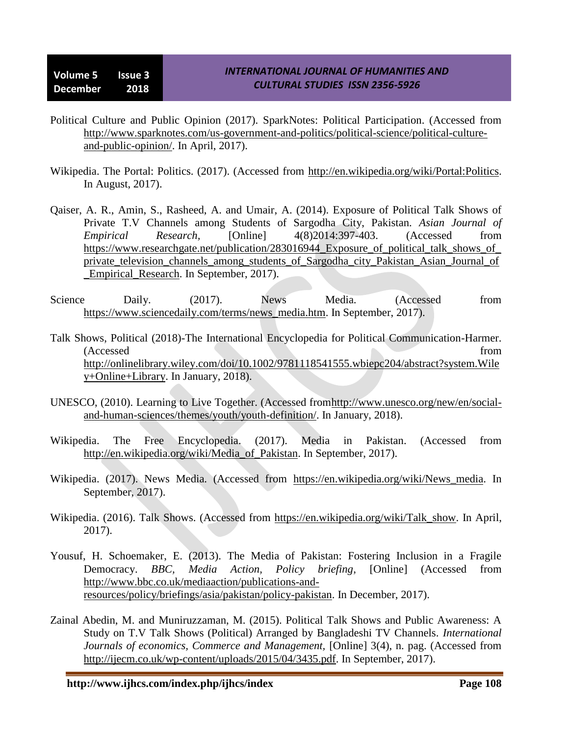Political Culture and Public Opinion (2017). SparkNotes: Political Participation. (Accessed from http://www.sparknotes.com/us-government-and-politics/political-science/political-culture-and-public-opinion/. In April, 2017).

Wikipedia. The Portal: Politics. (2017). (Accessed from http://en.wikipedia.org/wiki/Portal:Politics. In August, 2017).

Qaiser, A. R., Amin, S., Rasheed, A. and Umair, A. (2014). Exposure of Political Talk Shows of Private T.V Channels among Students of Sargodha City, Pakistan. *Asian Journal of Empirical Research,* [Online] 4(8)2014:397-403. (Accessed from https://www.researchgate.net/publication/283016944_Exposure_of_political_talk_shows_of_private_television_channels_among_students_of_Sargodha_city_Pakistan_Asian_Journal_of_Empirical_Research. In September, 2017).

Science Daily. (2017). News Media. (Accessed from https://www.sciencedaily.com/terms/news_media.htm. In September, 2017).

Talk Shows, Political (2018)-The International Encyclopedia for Political Communication-Harmer. (Accessed from http://onlinelibrary.wiley.com/doi/10.1002/9781118541555.wbiepc204/abstract?system.Wiley+Online+Library. In January, 2018).

UNESCO, (2010). Learning to Live Together. (Accessed fromhttp://www.unesco.org/new/en/social-and-human-sciences/themes/youth/youth-definition/. In January, 2018).

Wikipedia. The Free Encyclopedia. (2017). Media in Pakistan. (Accessed from http://en.wikipedia.org/wiki/Media_of_Pakistan. In September, 2017).

Wikipedia. (2017). News Media. (Accessed from https://en.wikipedia.org/wiki/News_media. In September, 2017).

Wikipedia. (2016). Talk Shows. (Accessed from https://en.wikipedia.org/wiki/Talk_show. In April, 2017).

Yousuf, H. Schoemaker, E. (2013). The Media of Pakistan: Fostering Inclusion in a Fragile Democracy. *BBC, Media Action, Policy briefing,* [Online] (Accessed from http://www.bbc.co.uk/mediaaction/publications-and-resources/policy/briefings/asia/pakistan/policy-pakistan. In December, 2017).

Zainal Abedin, M. and Muniruzzaman, M. (2015). Political Talk Shows and Public Awareness: A Study on T.V Talk Shows (Political) Arranged by Bangladeshi TV Channels. *International Journals of economics, Commerce and Management,* [Online] 3(4), n. pag. (Accessed from http://ijecm.co.uk/wp-content/uploads/2015/04/3435.pdf. In September, 2017).